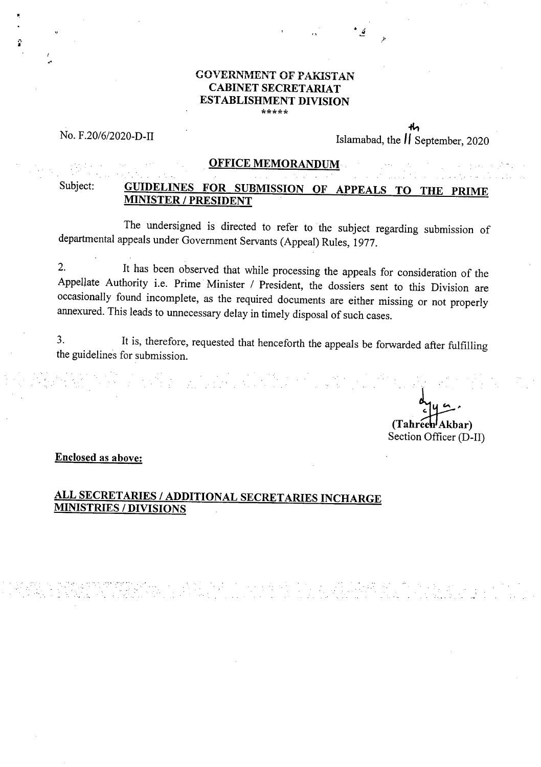**GOVERNMENT OF PAKISTAN**
**CABINET SECRETARIAT**
**ESTABLISHMENT DIVISION**
\*\*\*\*\*

No. F.20/6/2020-D-II

Islamabad, the 11th September, 2020

## OFFICE MEMORANDUM

Subject: **GUIDELINES FOR SUBMISSION OF APPEALS TO THE PRIME MINISTER / PRESIDENT**

The undersigned is directed to refer to the subject regarding submission of departmental appeals under Government Servants (Appeal) Rules, 1977.

2. It has been observed that while processing the appeals for consideration of the Appellate Authority i.e. Prime Minister / President, the dossiers sent to this Division are occasionally found incomplete, as the required documents are either missing or not properly annexured. This leads to unnecessary delay in timely disposal of such cases.

3. It is, therefore, requested that henceforth the appeals be forwarded after fulfilling the guidelines for submission.

**(Tahreen Akbar)**
Section Officer (D-II)

**Enclosed as above:**

**ALL SECRETARIES / ADDITIONAL SECRETARIES INCHARGE MINISTRIES / DIVISIONS**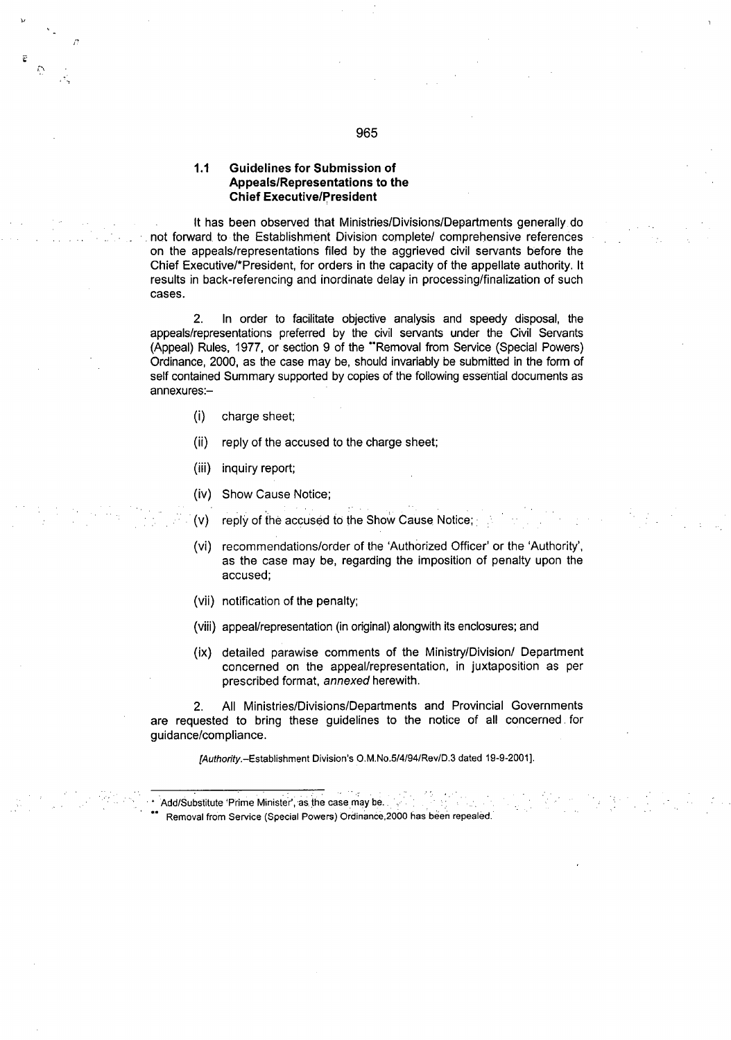### 1.1 Guidelines for Submission of Appeals/Representations to the Chief Executive/President

It has been observed that Ministries/Divisions/Departments generally do not forward to the Establishment Division complete/ comprehensive references on the appeals/representations filed by the aggrieved civil servants before the Chief Executive/*President, for orders in the capacity of the appellate authority. It results in back-referencing and inordinate delay in processing/finalization of such cases.

2. In order to facilitate objective analysis and speedy disposal, the appeals/representations preferred by the civil servants under the Civil Servants (Appeal) Rules, 1977, or section 9 of the **Removal from Service (Special Powers) Ordinance, 2000, as the case may be, should invariably be submitted in the form of self contained Summary supported by copies of the following essential documents as annexures:–

- (i) charge sheet;
- (ii) reply of the accused to the charge sheet;
- (iii) inquiry report;
- (iv) Show Cause Notice;
- (v) reply of the accused to the Show Cause Notice;
- (vi) recommendations/order of the 'Authorized Officer' or the 'Authority', as the case may be, regarding the imposition of penalty upon the accused;
- (vii) notification of the penalty;
- (viii) appeal/representation (in original) alongwith its enclosures; and
- (ix) detailed parawise comments of the Ministry/Division/ Department concerned on the appeal/representation, in juxtaposition as per prescribed format, *annexed* herewith.

2. All Ministries/Divisions/Departments and Provincial Governments are requested to bring these guidelines to the notice of all concerned for guidance/compliance.

*[Authority.–Establishment Division's O.M.No.5/4/94/Rev/D.3 dated 19-9-2001].*

---

\* Add/Substitute 'Prime Minister', as the case may be.

** Removal from Service (Special Powers) Ordinance,2000 has been repealed.